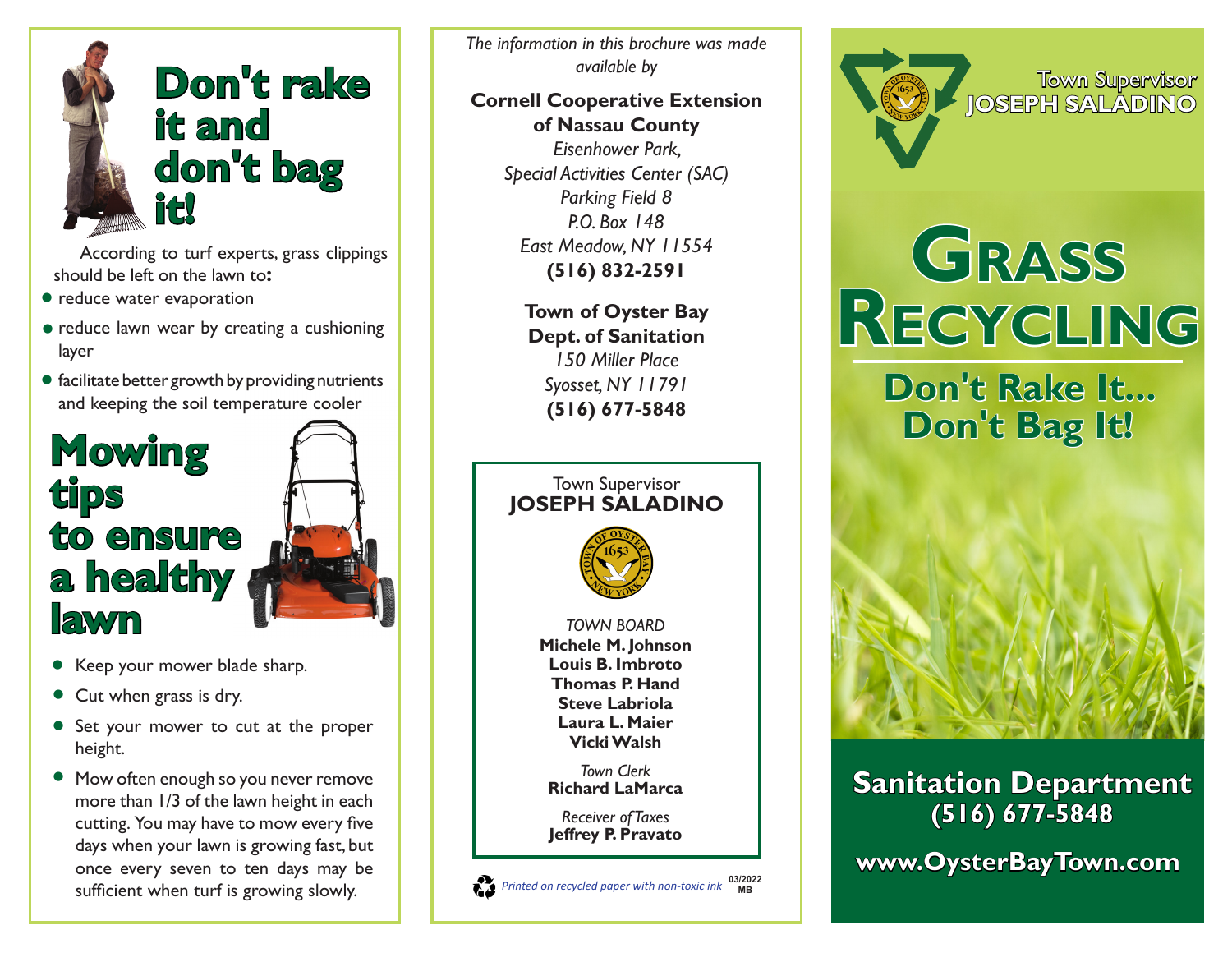# Don't rake it and don't bag it!

According to turf experts, grass clippings should be left on the lawn to**:**

- reduce water evaporation
- reduce lawn wear by creating a cushioning layer
- facilitate better growth by providing nutrients and keeping the soil temperature cooler

# Mowing tips to ensure a healthy lawn

- Keep your mower blade sharp.
- Cut when grass is dry.
- Set your mower to cut at the proper height.
- Mow often enough so you never remove more than 1/3 of the lawn height in each cutting. You may have to mow every five days when your lawn is growing fast, but once every seven to ten days may be sufficient when turf is growing slowly.

*The information in this brochure was made available by*

**Cornell Cooperative Extension of Nassau County**
*Eisenhower Park,*
*Special Activities Center (SAC)*
*Parking Field 8*
*P.O. Box 148*
*East Meadow, NY 11554*
**(516) 832-2591**

**Town of Oyster Bay**
**Dept. of Sanitation**
*150 Miller Place*
*Syosset, NY 11791*
**(516) 677-5848**

Town Supervisor
**JOSEPH SALADINO**

*TOWN BOARD*
**Michele M. Johnson**
**Louis B. Imbroto**
**Thomas P. Hand**
**Steve Labriola**
**Laura L. Maier**
**Vicki Walsh**

*Town Clerk*
**Richard LaMarca**

*Receiver of Taxes*
**Jeffrey P. Pravato**

*Printed on recycled paper with non-toxic ink* 03/2022 MB

Town Supervisor
**JOSEPH SALADINO**

# GRASS RECYCLING

## Don't Rake It... Don't Bag It!

**Sanitation Department**
**(516) 677-5848**

**www.OysterBayTown.com**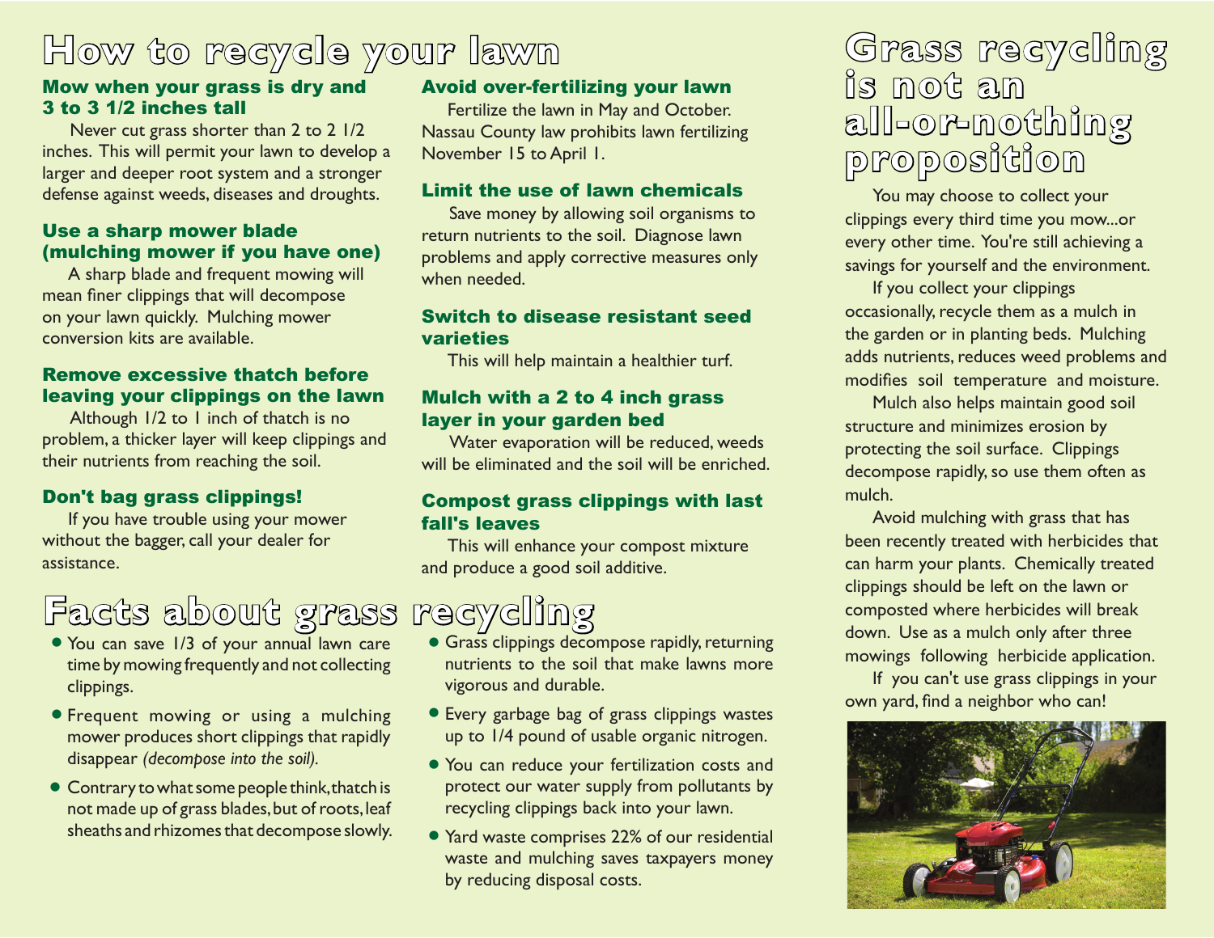# How to recycle your lawn

### Mow when your grass is dry and 3 to 3 1/2 inches tall

Never cut grass shorter than 2 to 2 1/2 inches. This will permit your lawn to develop a larger and deeper root system and a stronger defense against weeds, diseases and droughts.

### Use a sharp mower blade (mulching mower if you have one)

A sharp blade and frequent mowing will mean finer clippings that will decompose on your lawn quickly. Mulching mower conversion kits are available.

### Remove excessive thatch before leaving your clippings on the lawn

Although 1/2 to 1 inch of thatch is no problem, a thicker layer will keep clippings and their nutrients from reaching the soil.

### Don't bag grass clippings!

If you have trouble using your mower without the bagger, call your dealer for assistance.

### Avoid over-fertilizing your lawn

Fertilize the lawn in May and October. Nassau County law prohibits lawn fertilizing November 15 to April 1.

### Limit the use of lawn chemicals

Save money by allowing soil organisms to return nutrients to the soil. Diagnose lawn problems and apply corrective measures only when needed.

### Switch to disease resistant seed varieties

This will help maintain a healthier turf.

### Mulch with a 2 to 4 inch grass layer in your garden bed

Water evaporation will be reduced, weeds will be eliminated and the soil will be enriched.

### Compost grass clippings with last fall's leaves

This will enhance your compost mixture and produce a good soil additive.

# Facts about grass recycling

- You can save 1/3 of your annual lawn care time by mowing frequently and not collecting clippings.
- Frequent mowing or using a mulching mower produces short clippings that rapidly disappear *(decompose into the soil).*
- Contrary to what some people think, thatch is not made up of grass blades, but of roots, leaf sheaths and rhizomes that decompose slowly.
- Grass clippings decompose rapidly, returning nutrients to the soil that make lawns more vigorous and durable.
- Every garbage bag of grass clippings wastes up to 1/4 pound of usable organic nitrogen.
- You can reduce your fertilization costs and protect our water supply from pollutants by recycling clippings back into your lawn.
- Yard waste comprises 22% of our residential waste and mulching saves taxpayers money by reducing disposal costs.

# Grass recycling is not an all-or-nothing proposition

You may choose to collect your clippings every third time you mow...or every other time. You're still achieving a savings for yourself and the environment.

If you collect your clippings occasionally, recycle them as a mulch in the garden or in planting beds. Mulching adds nutrients, reduces weed problems and modifies soil temperature and moisture.

Mulch also helps maintain good soil structure and minimizes erosion by protecting the soil surface. Clippings decompose rapidly, so use them often as mulch.

Avoid mulching with grass that has been recently treated with herbicides that can harm your plants. Chemically treated clippings should be left on the lawn or composted where herbicides will break down. Use as a mulch only after three mowings following herbicide application.

If you can't use grass clippings in your own yard, find a neighbor who can!